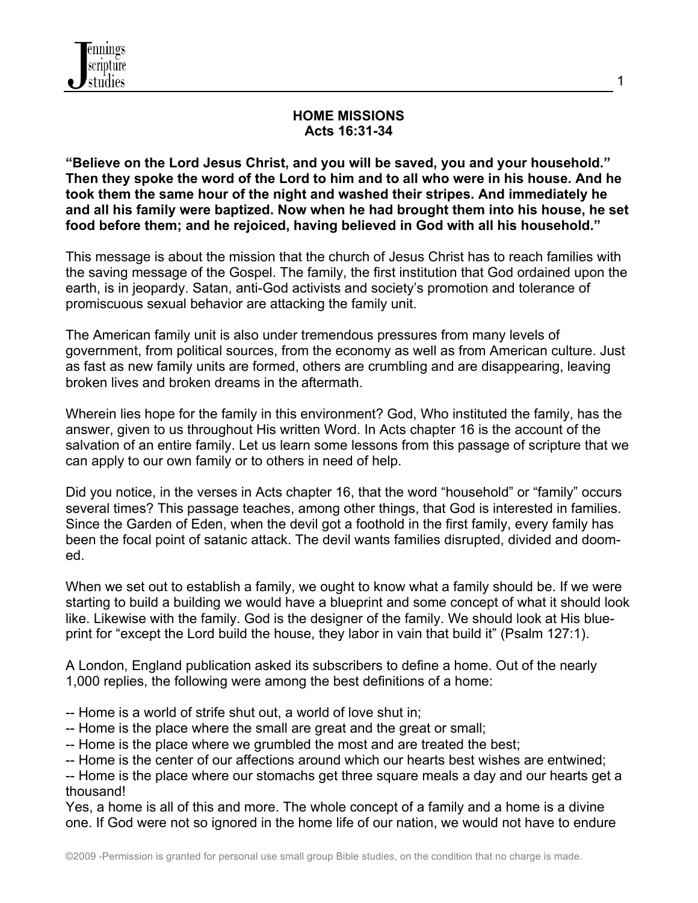# HOME MISSIONS
## Acts 16:31-34

**"Believe on the Lord Jesus Christ, and you will be saved, you and your household." Then they spoke the word of the Lord to him and to all who were in his house. And he took them the same hour of the night and washed their stripes. And immediately he and all his family were baptized. Now when he had brought them into his house, he set food before them; and he rejoiced, having believed in God with all his household."**

This message is about the mission that the church of Jesus Christ has to reach families with the saving message of the Gospel. The family, the first institution that God ordained upon the earth, is in jeopardy. Satan, anti-God activists and society's promotion and tolerance of promiscuous sexual behavior are attacking the family unit.

The American family unit is also under tremendous pressures from many levels of government, from political sources, from the economy as well as from American culture. Just as fast as new family units are formed, others are crumbling and are disappearing, leaving broken lives and broken dreams in the aftermath.

Wherein lies hope for the family in this environment? God, Who instituted the family, has the answer, given to us throughout His written Word. In Acts chapter 16 is the account of the salvation of an entire family. Let us learn some lessons from this passage of scripture that we can apply to our own family or to others in need of help.

Did you notice, in the verses in Acts chapter 16, that the word "household" or "family" occurs several times? This passage teaches, among other things, that God is interested in families. Since the Garden of Eden, when the devil got a foothold in the first family, every family has been the focal point of satanic attack. The devil wants families disrupted, divided and doomed.

When we set out to establish a family, we ought to know what a family should be. If we were starting to build a building we would have a blueprint and some concept of what it should look like. Likewise with the family. God is the designer of the family. We should look at His blueprint for "except the Lord build the house, they labor in vain that build it" (Psalm 127:1).

A London, England publication asked its subscribers to define a home. Out of the nearly 1,000 replies, the following were among the best definitions of a home:

-- Home is a world of strife shut out, a world of love shut in;
-- Home is the place where the small are great and the great or small;
-- Home is the place where we grumbled the most and are treated the best;
-- Home is the center of our affections around which our hearts best wishes are entwined;
-- Home is the place where our stomachs get three square meals a day and our hearts get a thousand!

Yes, a home is all of this and more. The whole concept of a family and a home is a divine one. If God were not so ignored in the home life of our nation, we would not have to endure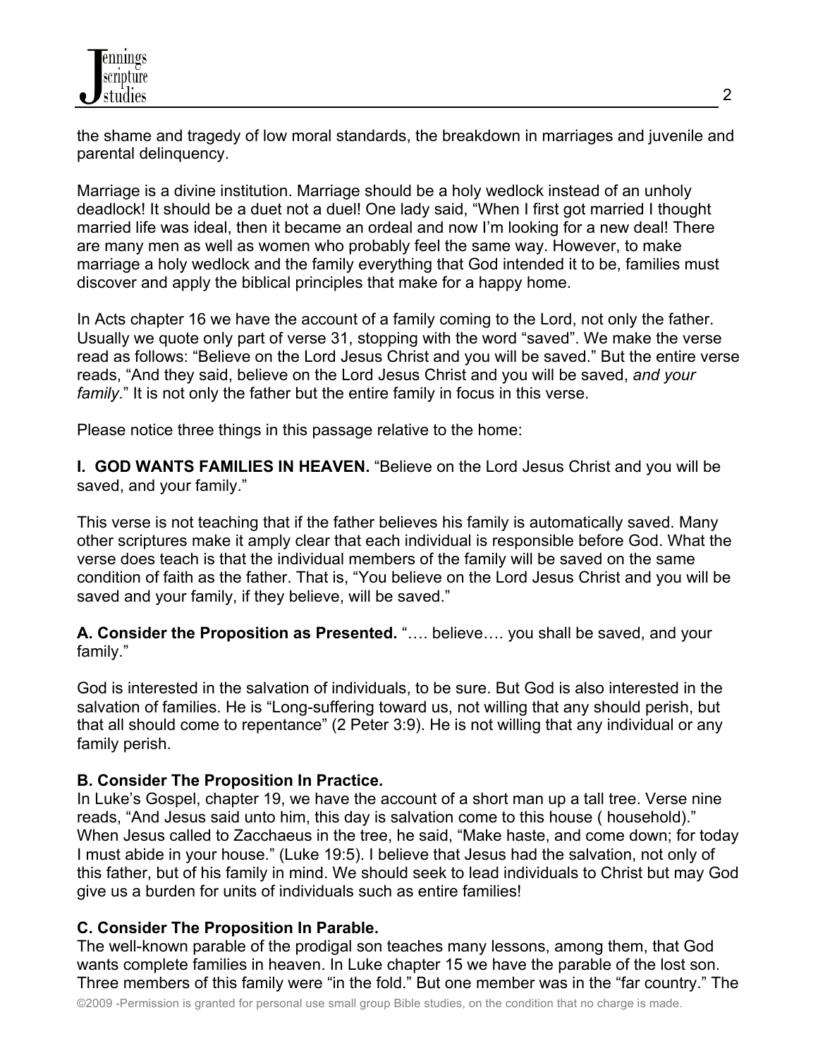the shame and tragedy of low moral standards, the breakdown in marriages and juvenile and parental delinquency.

Marriage is a divine institution. Marriage should be a holy wedlock instead of an unholy deadlock! It should be a duet not a duel! One lady said, "When I first got married I thought married life was ideal, then it became an ordeal and now I'm looking for a new deal! There are many men as well as women who probably feel the same way. However, to make marriage a holy wedlock and the family everything that God intended it to be, families must discover and apply the biblical principles that make for a happy home.

In Acts chapter 16 we have the account of a family coming to the Lord, not only the father. Usually we quote only part of verse 31, stopping with the word "saved". We make the verse read as follows: "Believe on the Lord Jesus Christ and you will be saved." But the entire verse reads, "And they said, believe on the Lord Jesus Christ and you will be saved, *and your family*." It is not only the father but the entire family in focus in this verse.

Please notice three things in this passage relative to the home:

**I. GOD WANTS FAMILIES IN HEAVEN.** "Believe on the Lord Jesus Christ and you will be saved, and your family."

This verse is not teaching that if the father believes his family is automatically saved. Many other scriptures make it amply clear that each individual is responsible before God. What the verse does teach is that the individual members of the family will be saved on the same condition of faith as the father. That is, "You believe on the Lord Jesus Christ and you will be saved and your family, if they believe, will be saved."

**A. Consider the Proposition as Presented.** "…. believe…. you shall be saved, and your family."

God is interested in the salvation of individuals, to be sure. But God is also interested in the salvation of families. He is "Long-suffering toward us, not willing that any should perish, but that all should come to repentance" (2 Peter 3:9). He is not willing that any individual or any family perish.

**B. Consider The Proposition In Practice.**

In Luke's Gospel, chapter 19, we have the account of a short man up a tall tree. Verse nine reads, "And Jesus said unto him, this day is salvation come to this house ( household)." When Jesus called to Zacchaeus in the tree, he said, "Make haste, and come down; for today I must abide in your house." (Luke 19:5). I believe that Jesus had the salvation, not only of this father, but of his family in mind. We should seek to lead individuals to Christ but may God give us a burden for units of individuals such as entire families!

**C. Consider The Proposition In Parable.**

The well-known parable of the prodigal son teaches many lessons, among them, that God wants complete families in heaven. In Luke chapter 15 we have the parable of the lost son. Three members of this family were "in the fold." But one member was in the "far country." The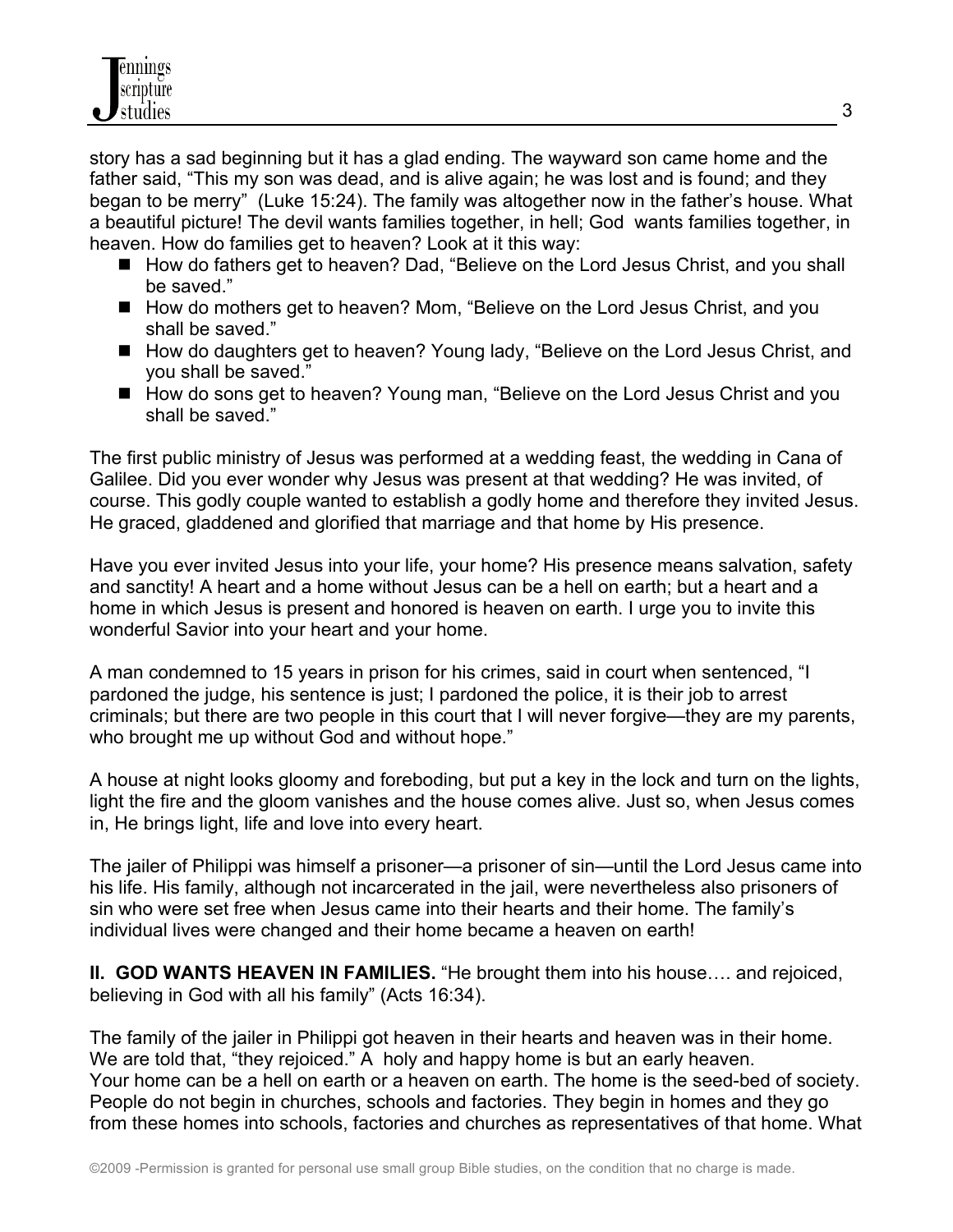story has a sad beginning but it has a glad ending. The wayward son came home and the father said, "This my son was dead, and is alive again; he was lost and is found; and they began to be merry" (Luke 15:24). The family was altogether now in the father's house. What a beautiful picture! The devil wants families together, in hell; God wants families together, in heaven. How do families get to heaven? Look at it this way:

- How do fathers get to heaven? Dad, "Believe on the Lord Jesus Christ, and you shall be saved."
- How do mothers get to heaven? Mom, "Believe on the Lord Jesus Christ, and you shall be saved."
- How do daughters get to heaven? Young lady, "Believe on the Lord Jesus Christ, and you shall be saved."
- How do sons get to heaven? Young man, "Believe on the Lord Jesus Christ and you shall be saved."

The first public ministry of Jesus was performed at a wedding feast, the wedding in Cana of Galilee. Did you ever wonder why Jesus was present at that wedding? He was invited, of course. This godly couple wanted to establish a godly home and therefore they invited Jesus. He graced, gladdened and glorified that marriage and that home by His presence.

Have you ever invited Jesus into your life, your home? His presence means salvation, safety and sanctity! A heart and a home without Jesus can be a hell on earth; but a heart and a home in which Jesus is present and honored is heaven on earth. I urge you to invite this wonderful Savior into your heart and your home.

A man condemned to 15 years in prison for his crimes, said in court when sentenced, "I pardoned the judge, his sentence is just; I pardoned the police, it is their job to arrest criminals; but there are two people in this court that I will never forgive—they are my parents, who brought me up without God and without hope."

A house at night looks gloomy and foreboding, but put a key in the lock and turn on the lights, light the fire and the gloom vanishes and the house comes alive. Just so, when Jesus comes in, He brings light, life and love into every heart.

The jailer of Philippi was himself a prisoner—a prisoner of sin—until the Lord Jesus came into his life. His family, although not incarcerated in the jail, were nevertheless also prisoners of sin who were set free when Jesus came into their hearts and their home. The family's individual lives were changed and their home became a heaven on earth!

**II. GOD WANTS HEAVEN IN FAMILIES.** "He brought them into his house…. and rejoiced, believing in God with all his family" (Acts 16:34).

The family of the jailer in Philippi got heaven in their hearts and heaven was in their home. We are told that, "they rejoiced." A holy and happy home is but an early heaven. Your home can be a hell on earth or a heaven on earth. The home is the seed-bed of society. People do not begin in churches, schools and factories. They begin in homes and they go from these homes into schools, factories and churches as representatives of that home. What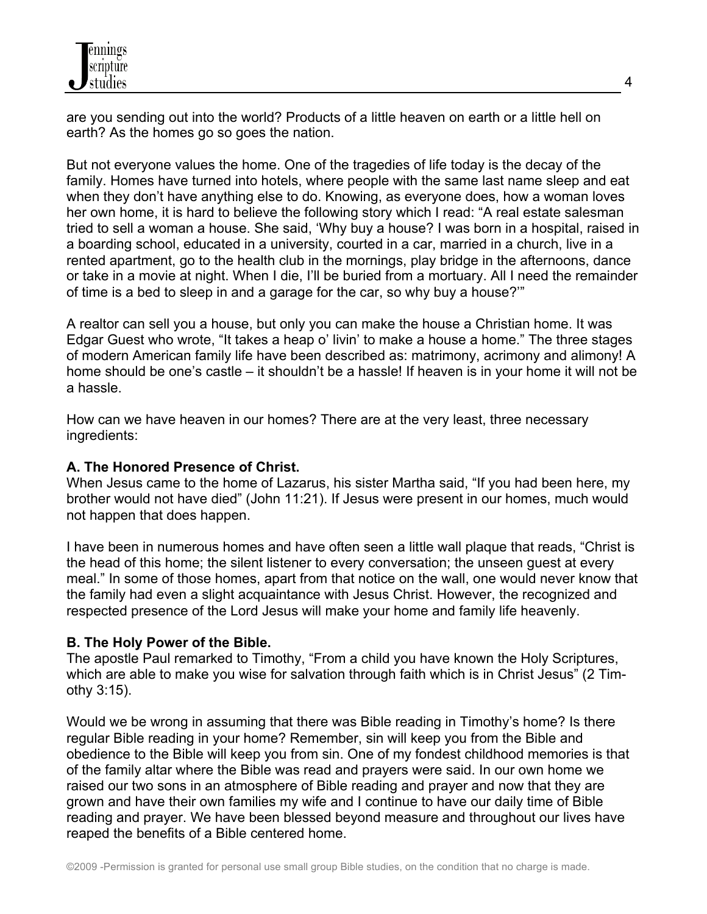are you sending out into the world? Products of a little heaven on earth or a little hell on earth? As the homes go so goes the nation.

But not everyone values the home. One of the tragedies of life today is the decay of the family. Homes have turned into hotels, where people with the same last name sleep and eat when they don't have anything else to do. Knowing, as everyone does, how a woman loves her own home, it is hard to believe the following story which I read: "A real estate salesman tried to sell a woman a house. She said, 'Why buy a house? I was born in a hospital, raised in a boarding school, educated in a university, courted in a car, married in a church, live in a rented apartment, go to the health club in the mornings, play bridge in the afternoons, dance or take in a movie at night. When I die, I'll be buried from a mortuary. All I need the remainder of time is a bed to sleep in and a garage for the car, so why buy a house?'"

A realtor can sell you a house, but only you can make the house a Christian home. It was Edgar Guest who wrote, "It takes a heap o' livin' to make a house a home." The three stages of modern American family life have been described as: matrimony, acrimony and alimony! A home should be one's castle – it shouldn't be a hassle! If heaven is in your home it will not be a hassle.

How can we have heaven in our homes? There are at the very least, three necessary ingredients:

**A. The Honored Presence of Christ.**
When Jesus came to the home of Lazarus, his sister Martha said, "If you had been here, my brother would not have died" (John 11:21). If Jesus were present in our homes, much would not happen that does happen.

I have been in numerous homes and have often seen a little wall plaque that reads, "Christ is the head of this home; the silent listener to every conversation; the unseen guest at every meal." In some of those homes, apart from that notice on the wall, one would never know that the family had even a slight acquaintance with Jesus Christ. However, the recognized and respected presence of the Lord Jesus will make your home and family life heavenly.

**B. The Holy Power of the Bible.**
The apostle Paul remarked to Timothy, "From a child you have known the Holy Scriptures, which are able to make you wise for salvation through faith which is in Christ Jesus" (2 Timothy 3:15).

Would we be wrong in assuming that there was Bible reading in Timothy's home? Is there regular Bible reading in your home? Remember, sin will keep you from the Bible and obedience to the Bible will keep you from sin. One of my fondest childhood memories is that of the family altar where the Bible was read and prayers were said. In our own home we raised our two sons in an atmosphere of Bible reading and prayer and now that they are grown and have their own families my wife and I continue to have our daily time of Bible reading and prayer. We have been blessed beyond measure and throughout our lives have reaped the benefits of a Bible centered home.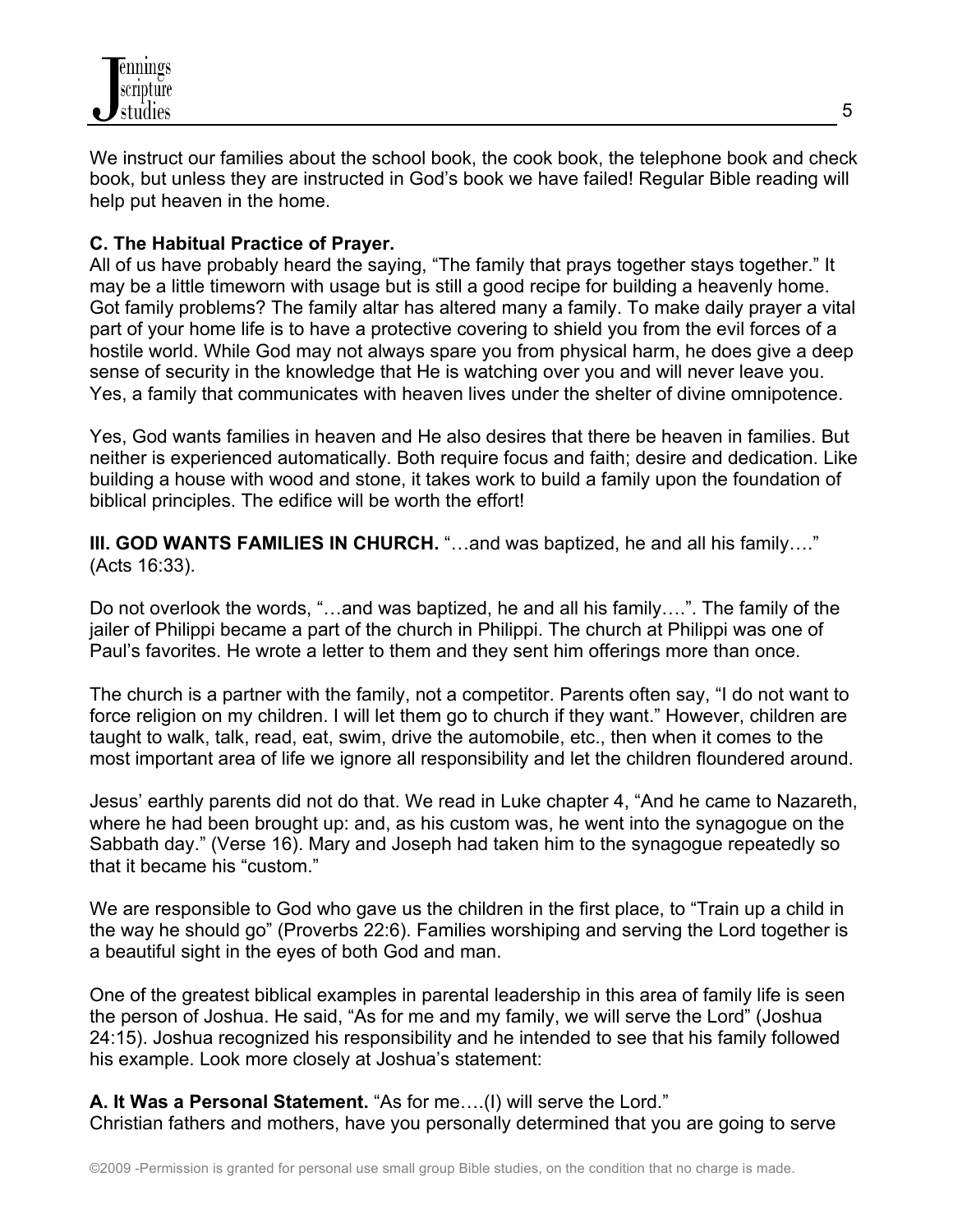We instruct our families about the school book, the cook book, the telephone book and check book, but unless they are instructed in God's book we have failed! Regular Bible reading will help put heaven in the home.

**C. The Habitual Practice of Prayer.**
All of us have probably heard the saying, "The family that prays together stays together." It may be a little timeworn with usage but is still a good recipe for building a heavenly home. Got family problems? The family altar has altered many a family. To make daily prayer a vital part of your home life is to have a protective covering to shield you from the evil forces of a hostile world. While God may not always spare you from physical harm, he does give a deep sense of security in the knowledge that He is watching over you and will never leave you. Yes, a family that communicates with heaven lives under the shelter of divine omnipotence.

Yes, God wants families in heaven and He also desires that there be heaven in families. But neither is experienced automatically. Both require focus and faith; desire and dedication. Like building a house with wood and stone, it takes work to build a family upon the foundation of biblical principles. The edifice will be worth the effort!

**III. GOD WANTS FAMILIES IN CHURCH.** "…and was baptized, he and all his family…." (Acts 16:33).

Do not overlook the words, "…and was baptized, he and all his family….". The family of the jailer of Philippi became a part of the church in Philippi. The church at Philippi was one of Paul's favorites. He wrote a letter to them and they sent him offerings more than once.

The church is a partner with the family, not a competitor. Parents often say, "I do not want to force religion on my children. I will let them go to church if they want." However, children are taught to walk, talk, read, eat, swim, drive the automobile, etc., then when it comes to the most important area of life we ignore all responsibility and let the children floundered around.

Jesus' earthly parents did not do that. We read in Luke chapter 4, "And he came to Nazareth, where he had been brought up: and, as his custom was, he went into the synagogue on the Sabbath day." (Verse 16). Mary and Joseph had taken him to the synagogue repeatedly so that it became his "custom."

We are responsible to God who gave us the children in the first place, to "Train up a child in the way he should go" (Proverbs 22:6). Families worshiping and serving the Lord together is a beautiful sight in the eyes of both God and man.

One of the greatest biblical examples in parental leadership in this area of family life is seen the person of Joshua. He said, "As for me and my family, we will serve the Lord" (Joshua 24:15). Joshua recognized his responsibility and he intended to see that his family followed his example. Look more closely at Joshua's statement:

**A. It Was a Personal Statement.** "As for me….(I) will serve the Lord."
Christian fathers and mothers, have you personally determined that you are going to serve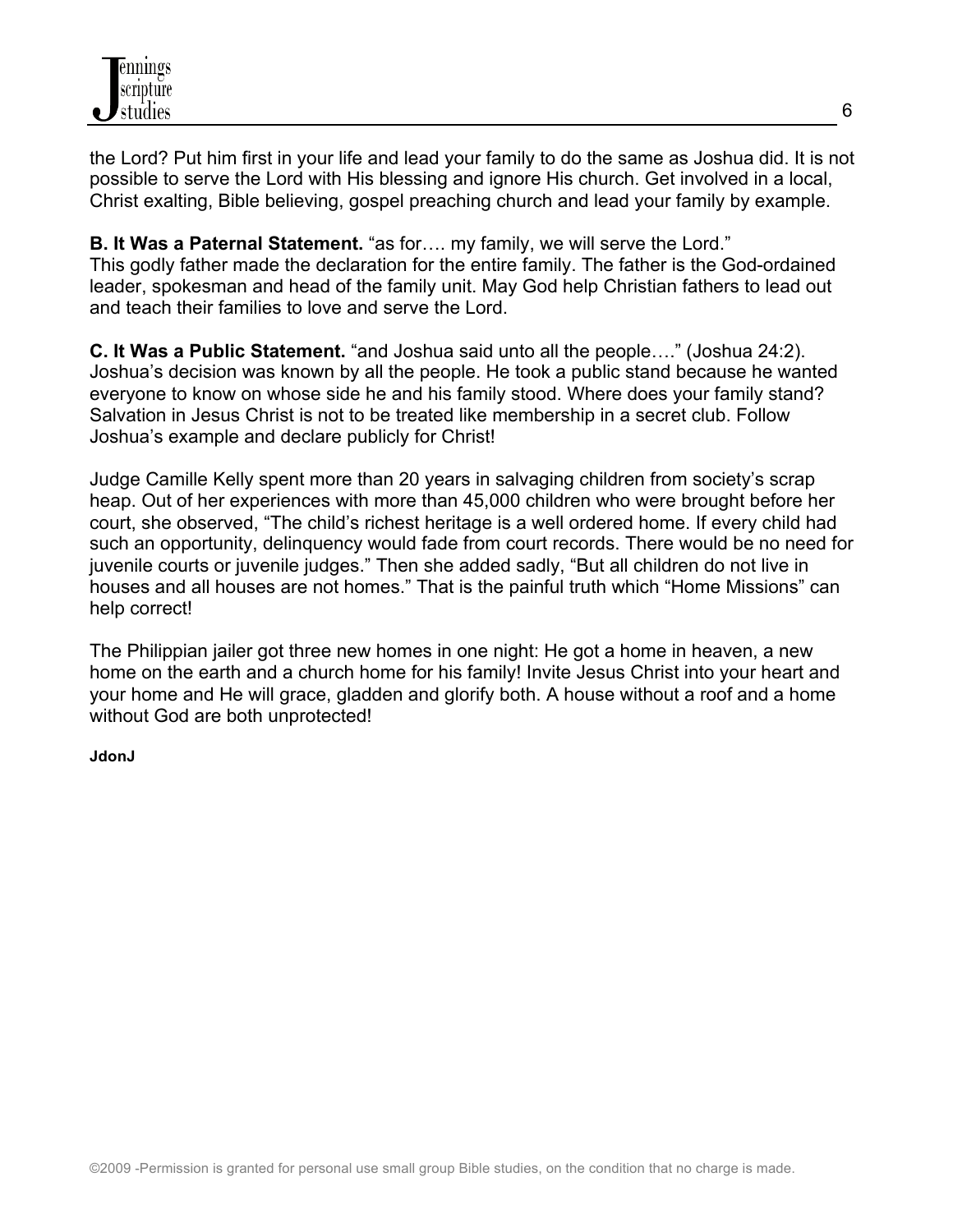the Lord? Put him first in your life and lead your family to do the same as Joshua did. It is not possible to serve the Lord with His blessing and ignore His church. Get involved in a local, Christ exalting, Bible believing, gospel preaching church and lead your family by example.

**B. It Was a Paternal Statement.** "as for…. my family, we will serve the Lord." This godly father made the declaration for the entire family. The father is the God-ordained leader, spokesman and head of the family unit. May God help Christian fathers to lead out and teach their families to love and serve the Lord.

**C. It Was a Public Statement.** "and Joshua said unto all the people…." (Joshua 24:2). Joshua's decision was known by all the people. He took a public stand because he wanted everyone to know on whose side he and his family stood. Where does your family stand? Salvation in Jesus Christ is not to be treated like membership in a secret club. Follow Joshua's example and declare publicly for Christ!

Judge Camille Kelly spent more than 20 years in salvaging children from society's scrap heap. Out of her experiences with more than 45,000 children who were brought before her court, she observed, "The child's richest heritage is a well ordered home. If every child had such an opportunity, delinquency would fade from court records. There would be no need for juvenile courts or juvenile judges." Then she added sadly, "But all children do not live in houses and all houses are not homes." That is the painful truth which "Home Missions" can help correct!

The Philippian jailer got three new homes in one night: He got a home in heaven, a new home on the earth and a church home for his family! Invite Jesus Christ into your heart and your home and He will grace, gladden and glorify both. A house without a roof and a home without God are both unprotected!

**JdonJ**

©2009 -Permission is granted for personal use small group Bible studies, on the condition that no charge is made.